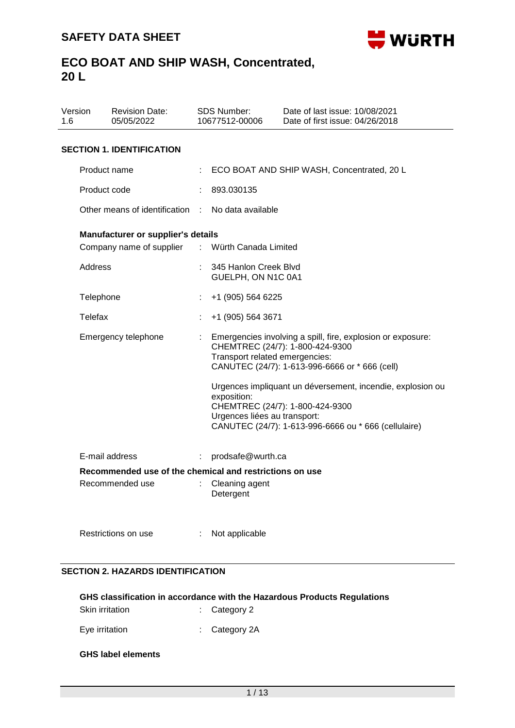# SAFETY DATA SHEET

# ECO BOAT AND SHIP WASH, Concentrated, 20 L

| Version | Revision Date: | SDS Number: | Date of last issue: 10/08/2021 |
|---|---|---|---|
| 1.6 | 05/05/2022 | 10677512-00006 | Date of first issue: 04/26/2018 |

## SECTION 1. IDENTIFICATION

| | | |
|---|---|---|
| Product name | : | ECO BOAT AND SHIP WASH, Concentrated, 20 L |
| Product code | : | 893.030135 |
| Other means of identification | : | No data available |

**Manufacturer or supplier's details**

| | | |
|---|---|---|
| Company name of supplier | : | Würth Canada Limited |
| Address | : | 345 Hanlon Creek Blvd<br>GUELPH, ON N1C 0A1 |
| Telephone | : | +1 (905) 564 6225 |
| Telefax | : | +1 (905) 564 3671 |
| Emergency telephone | : | Emergencies involving a spill, fire, explosion or exposure:<br>CHEMTREC (24/7): 1-800-424-9300<br>Transport related emergencies:<br>CANUTEC (24/7): 1-613-996-6666 or * 666 (cell)<br><br>Urgences impliquant un déversement, incendie, explosion ou exposition:<br>CHEMTREC (24/7): 1-800-424-9300<br>Urgences liées au transport:<br>CANUTEC (24/7): 1-613-996-6666 ou * 666 (cellulaire) |
| E-mail address | : | prodsafe@wurth.ca |

**Recommended use of the chemical and restrictions on use**

| | | |
|---|---|---|
| Recommended use | : | Cleaning agent<br>Detergent |
| Restrictions on use | : | Not applicable |

## SECTION 2. HAZARDS IDENTIFICATION

**GHS classification in accordance with the Hazardous Products Regulations**

| | | |
|---|---|---|
| Skin irritation | : | Category 2 |
| Eye irritation | : | Category 2A |

**GHS label elements**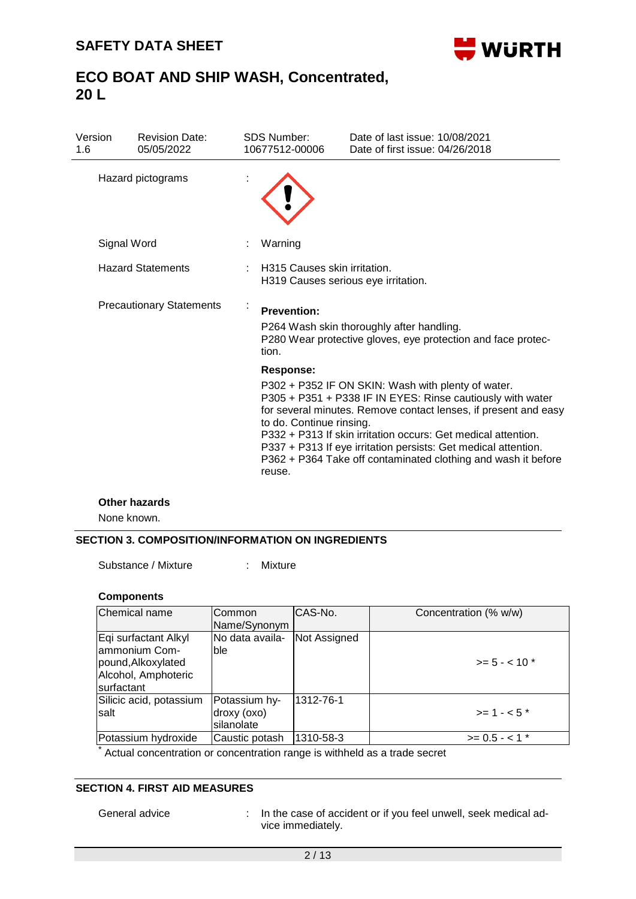# SAFETY DATA SHEET

## ECO BOAT AND SHIP WASH, Concentrated, 20 L

| Version | Revision Date: | SDS Number: | Date of last issue: 10/08/2021 |
|---|---|---|---|
| 1.6 | 05/05/2022 | 10677512-00006 | Date of first issue: 04/26/2018 |

Hazard pictograms :

Signal Word : Warning

Hazard Statements : H315 Causes skin irritation.
H319 Causes serious eye irritation.

Precautionary Statements :

**Prevention:**

P264 Wash skin thoroughly after handling.
P280 Wear protective gloves, eye protection and face protection.

**Response:**

P302 + P352 IF ON SKIN: Wash with plenty of water.
P305 + P351 + P338 IF IN EYES: Rinse cautiously with water for several minutes. Remove contact lenses, if present and easy to do. Continue rinsing.
P332 + P313 If skin irritation occurs: Get medical attention.
P337 + P313 If eye irritation persists: Get medical attention.
P362 + P364 Take off contaminated clothing and wash it before reuse.

**Other hazards**

None known.

### SECTION 3. COMPOSITION/INFORMATION ON INGREDIENTS

Substance / Mixture : Mixture

**Components**

| Chemical name | Common Name/Synonym | CAS-No. | Concentration (% w/w) |
|---|---|---|---|
| Eqi surfactant Alkyl ammonium Compound,Alkoxylated Alcohol, Amphoteric surfactant | No data available | Not Assigned | >= 5 - < 10 * |
| Silicic acid, potassium salt | Potassium hydroxy (oxo) silanolate | 1312-76-1 | >= 1 - < 5 * |
| Potassium hydroxide | Caustic potash | 1310-58-3 | >= 0.5 - < 1 * |

* Actual concentration or concentration range is withheld as a trade secret

### SECTION 4. FIRST AID MEASURES

General advice : In the case of accident or if you feel unwell, seek medical advice immediately.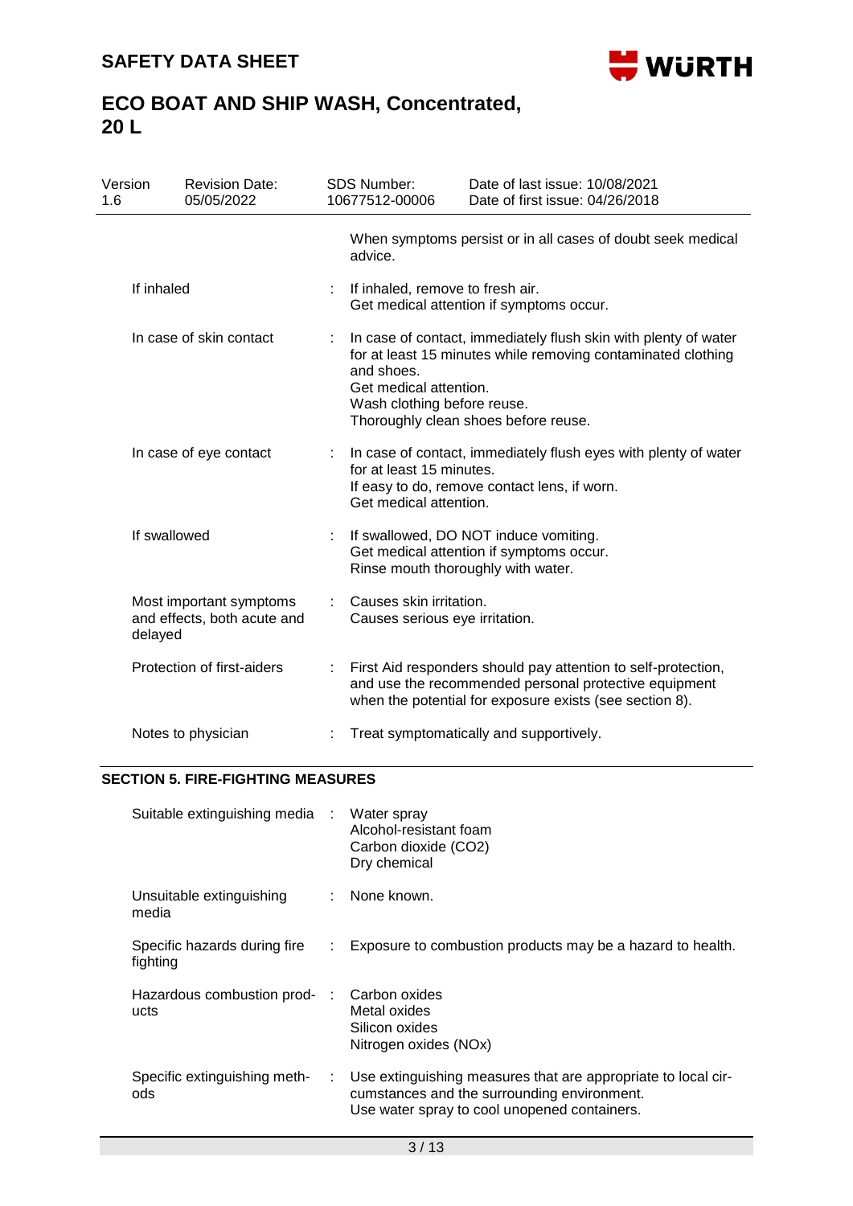When symptoms persist or in all cases of doubt seek medical advice.

| | | |
|---|---|---|
| If inhaled | : | If inhaled, remove to fresh air.<br>Get medical attention if symptoms occur. |
| In case of skin contact | : | In case of contact, immediately flush skin with plenty of water for at least 15 minutes while removing contaminated clothing and shoes.<br>Get medical attention.<br>Wash clothing before reuse.<br>Thoroughly clean shoes before reuse. |
| In case of eye contact | : | In case of contact, immediately flush eyes with plenty of water for at least 15 minutes.<br>If easy to do, remove contact lens, if worn.<br>Get medical attention. |
| If swallowed | : | If swallowed, DO NOT induce vomiting.<br>Get medical attention if symptoms occur.<br>Rinse mouth thoroughly with water. |
| Most important symptoms and effects, both acute and delayed | : | Causes skin irritation.<br>Causes serious eye irritation. |
| Protection of first-aiders | : | First Aid responders should pay attention to self-protection, and use the recommended personal protective equipment when the potential for exposure exists (see section 8). |
| Notes to physician | : | Treat symptomatically and supportively. |

## SECTION 5. FIRE-FIGHTING MEASURES

| | | |
|---|---|---|
| Suitable extinguishing media | : | Water spray<br>Alcohol-resistant foam<br>Carbon dioxide ($CO_2$)<br>Dry chemical |
| Unsuitable extinguishing media | : | None known. |
| Specific hazards during fire fighting | : | Exposure to combustion products may be a hazard to health. |
| Hazardous combustion products | : | Carbon oxides<br>Metal oxides<br>Silicon oxides<br>Nitrogen oxides (NOx) |
| Specific extinguishing methods | : | Use extinguishing measures that are appropriate to local circumstances and the surrounding environment.<br>Use water spray to cool unopened containers. |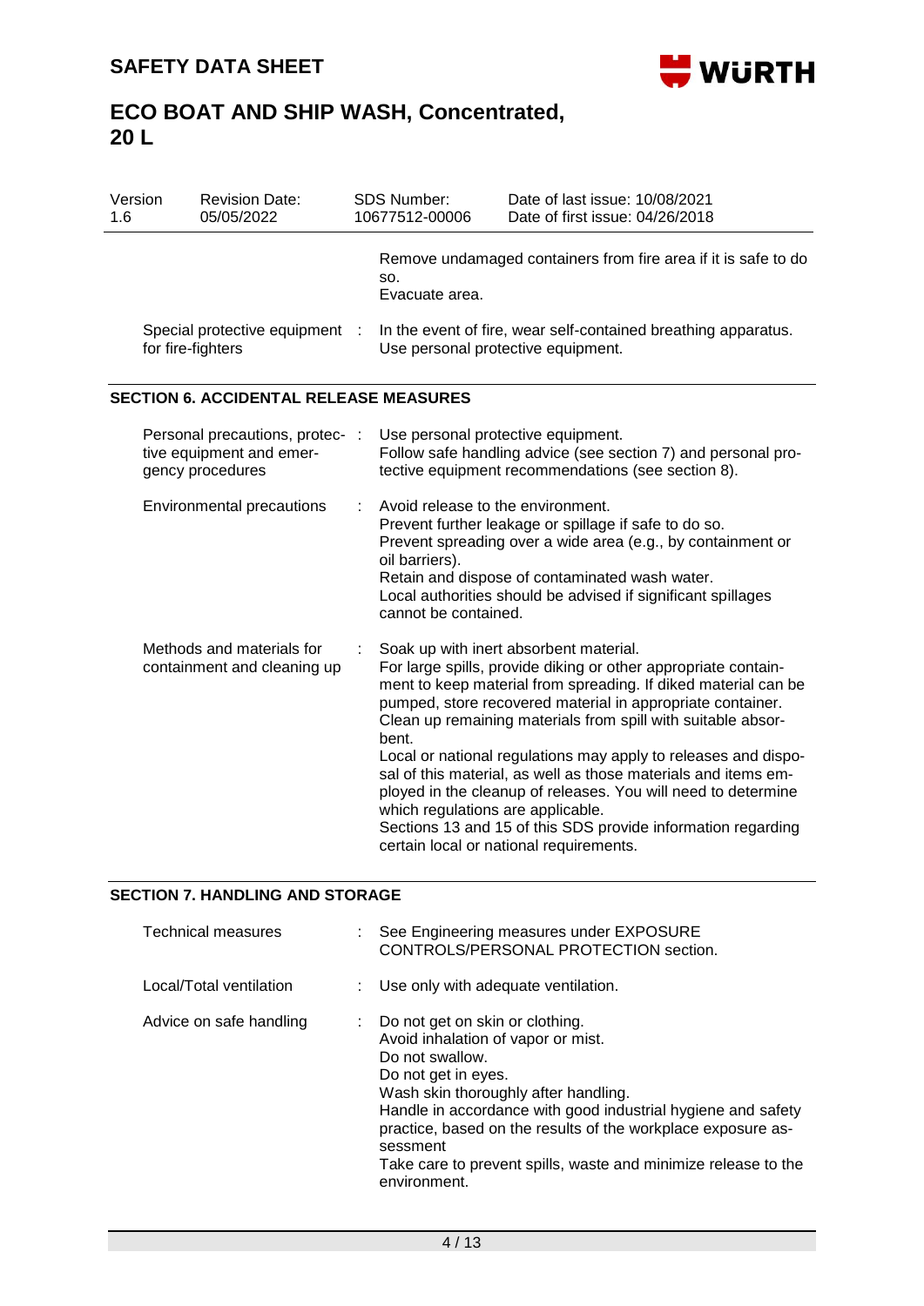| | | |
|---|---|---|
| | | Remove undamaged containers from fire area if it is safe to do so.<br>Evacuate area. |
| Special protective equipment for fire-fighters | : | In the event of fire, wear self-contained breathing apparatus.<br>Use personal protective equipment. |

## SECTION 6. ACCIDENTAL RELEASE MEASURES

| | | |
|---|---|---|
| Personal precautions, protective equipment and emergency procedures | : | Use personal protective equipment.<br>Follow safe handling advice (see section 7) and personal protective equipment recommendations (see section 8). |
| Environmental precautions | : | Avoid release to the environment.<br>Prevent further leakage or spillage if safe to do so.<br>Prevent spreading over a wide area (e.g., by containment or oil barriers).<br>Retain and dispose of contaminated wash water.<br>Local authorities should be advised if significant spillages cannot be contained. |
| Methods and materials for containment and cleaning up | : | Soak up with inert absorbent material.<br>For large spills, provide diking or other appropriate containment to keep material from spreading. If diked material can be pumped, store recovered material in appropriate container.<br>Clean up remaining materials from spill with suitable absorbent.<br>Local or national regulations may apply to releases and disposal of this material, as well as those materials and items employed in the cleanup of releases. You will need to determine which regulations are applicable.<br>Sections 13 and 15 of this SDS provide information regarding certain local or national requirements. |

## SECTION 7. HANDLING AND STORAGE

| | | |
|---|---|---|
| Technical measures | : | See Engineering measures under EXPOSURE CONTROLS/PERSONAL PROTECTION section. |
| Local/Total ventilation | : | Use only with adequate ventilation. |
| Advice on safe handling | : | Do not get on skin or clothing.<br>Avoid inhalation of vapor or mist.<br>Do not swallow.<br>Do not get in eyes.<br>Wash skin thoroughly after handling.<br>Handle in accordance with good industrial hygiene and safety practice, based on the results of the workplace exposure assessment<br>Take care to prevent spills, waste and minimize release to the environment. |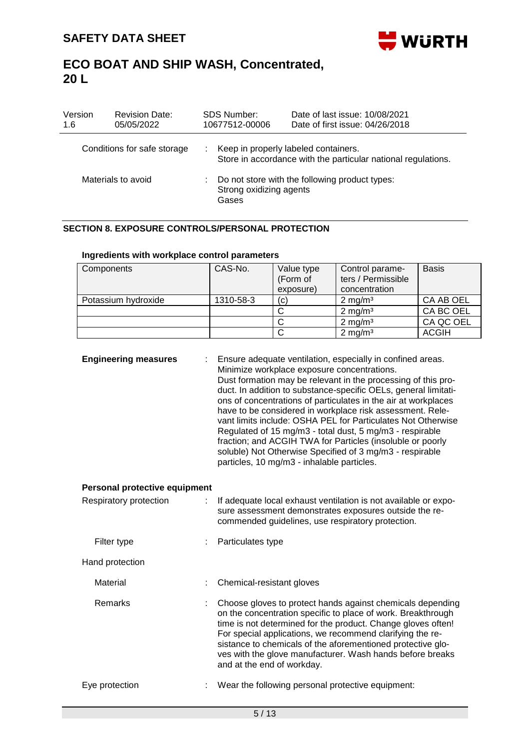| Version 1.6 | Revision Date: 05/05/2022 | SDS Number: 10677512-00006 | Date of last issue: 10/08/2021 Date of first issue: 04/26/2018 |
|---|---|---|---|

Conditions for safe storage : Keep in properly labeled containers.
Store in accordance with the particular national regulations.

Materials to avoid : Do not store with the following product types:
Strong oxidizing agents
Gases

## SECTION 8. EXPOSURE CONTROLS/PERSONAL PROTECTION

### Ingredients with workplace control parameters

| Components | CAS-No. | Value type (Form of exposure) | Control parameters / Permissible concentration | Basis |
|---|---|---|---|---|
| Potassium hydroxide | 1310-58-3 | (c) | 2 mg/m³ | CA AB OEL |
| | | C | 2 mg/m³ | CA BC OEL |
| | | C | 2 mg/m³ | CA QC OEL |
| | | C | 2 mg/m³ | ACGIH |

**Engineering measures** : Ensure adequate ventilation, especially in confined areas.
Minimize workplace exposure concentrations.
Dust formation may be relevant in the processing of this product. In addition to substance-specific OELs, general limitations of concentrations of particulates in the air at workplaces have to be considered in workplace risk assessment. Relevant limits include: OSHA PEL for Particulates Not Otherwise Regulated of 15 mg/m3 - total dust, 5 mg/m3 - respirable fraction; and ACGIH TWA for Particles (insoluble or poorly soluble) Not Otherwise Specified of 3 mg/m3 - respirable particles, 10 mg/m3 - inhalable particles.

**Personal protective equipment**

Respiratory protection : If adequate local exhaust ventilation is not available or exposure assessment demonstrates exposures outside the recommended guidelines, use respiratory protection.

Filter type : Particulates type

Hand protection

Material : Chemical-resistant gloves

Remarks : Choose gloves to protect hands against chemicals depending on the concentration specific to place of work. Breakthrough time is not determined for the product. Change gloves often! For special applications, we recommend clarifying the resistance to chemicals of the aforementioned protective gloves with the glove manufacturer. Wash hands before breaks and at the end of workday.

Eye protection : Wear the following personal protective equipment: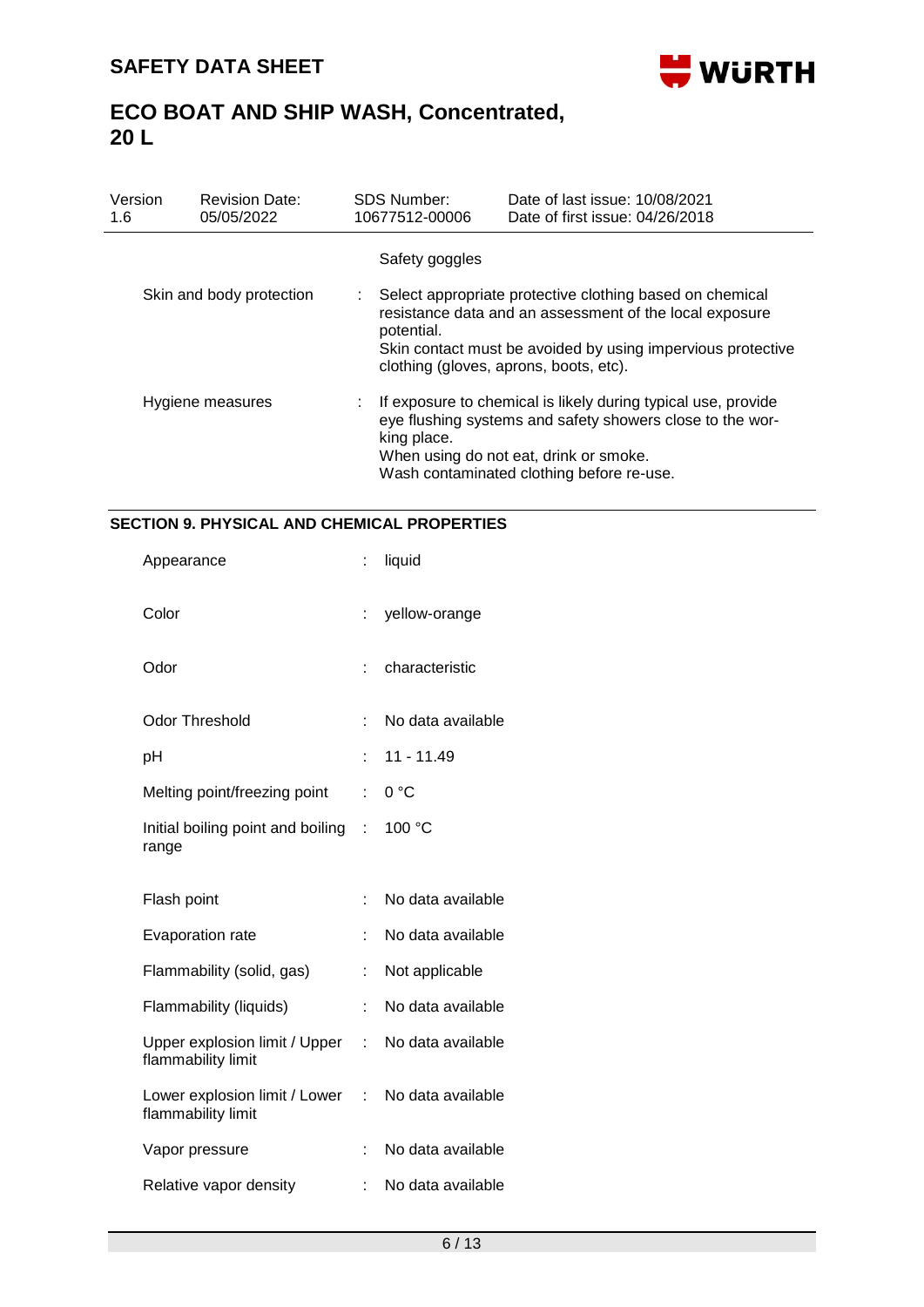| | | |
|---|---|---|
| | | Safety goggles |
| Skin and body protection | : | Select appropriate protective clothing based on chemical resistance data and an assessment of the local exposure potential.<br>Skin contact must be avoided by using impervious protective clothing (gloves, aprons, boots, etc). |
| Hygiene measures | : | If exposure to chemical is likely during typical use, provide eye flushing systems and safety showers close to the working place.<br>When using do not eat, drink or smoke.<br>Wash contaminated clothing before re-use. |

## SECTION 9. PHYSICAL AND CHEMICAL PROPERTIES

| | | |
|---|---|---|
| Appearance | : | liquid |
| Color | : | yellow-orange |
| Odor | : | characteristic |
| Odor Threshold | : | No data available |
| pH | : | 11 - 11.49 |
| Melting point/freezing point | : | 0 °C |
| Initial boiling point and boiling range | : | 100 °C |
| Flash point | : | No data available |
| Evaporation rate | : | No data available |
| Flammability (solid, gas) | : | Not applicable |
| Flammability (liquids) | : | No data available |
| Upper explosion limit / Upper flammability limit | : | No data available |
| Lower explosion limit / Lower flammability limit | : | No data available |
| Vapor pressure | : | No data available |
| Relative vapor density | : | No data available |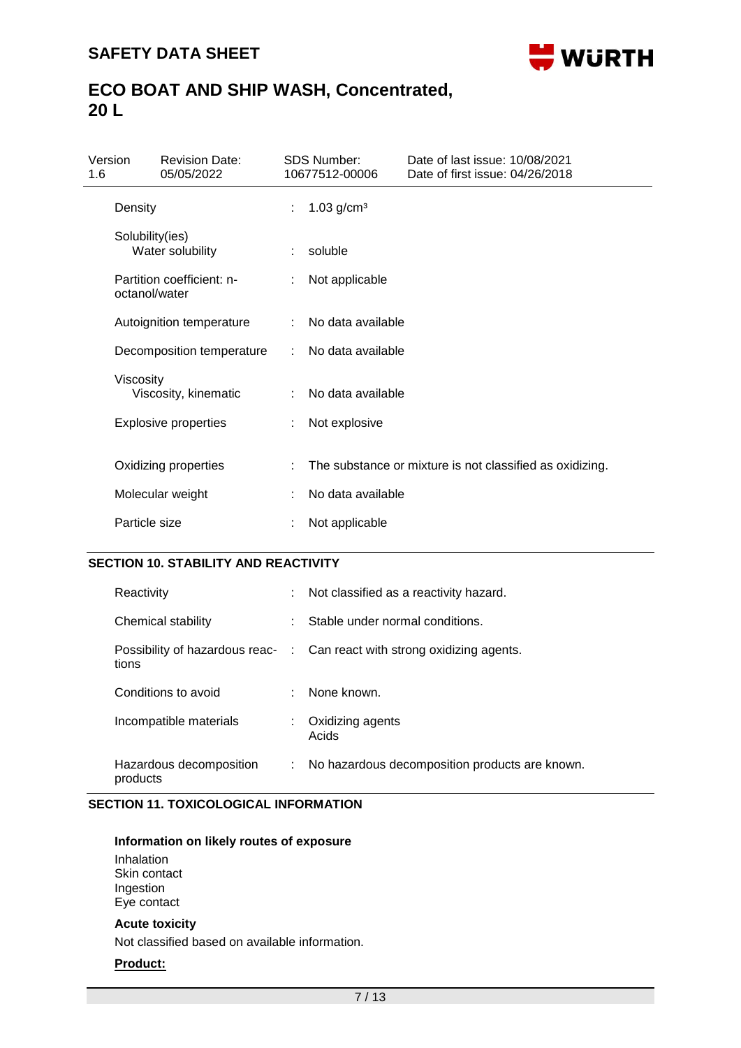| | | |
|---|---|---|
| Density | : | 1.03 g/cm³ |
| Solubility(ies)<br>Water solubility | : | soluble |
| Partition coefficient: n-octanol/water | : | Not applicable |
| Autoignition temperature | : | No data available |
| Decomposition temperature | : | No data available |
| Viscosity<br>Viscosity, kinematic | : | No data available |
| Explosive properties | : | Not explosive |
| Oxidizing properties | : | The substance or mixture is not classified as oxidizing. |
| Molecular weight | : | No data available |
| Particle size | : | Not applicable |

## SECTION 10. STABILITY AND REACTIVITY

| | | |
|---|---|---|
| Reactivity | : | Not classified as a reactivity hazard. |
| Chemical stability | : | Stable under normal conditions. |
| Possibility of hazardous reactions | : | Can react with strong oxidizing agents. |
| Conditions to avoid | : | None known. |
| Incompatible materials | : | Oxidizing agents<br>Acids |
| Hazardous decomposition products | : | No hazardous decomposition products are known. |

## SECTION 11. TOXICOLOGICAL INFORMATION

**Information on likely routes of exposure**

Inhalation
Skin contact
Ingestion
Eye contact

**Acute toxicity**

Not classified based on available information.

**Product:**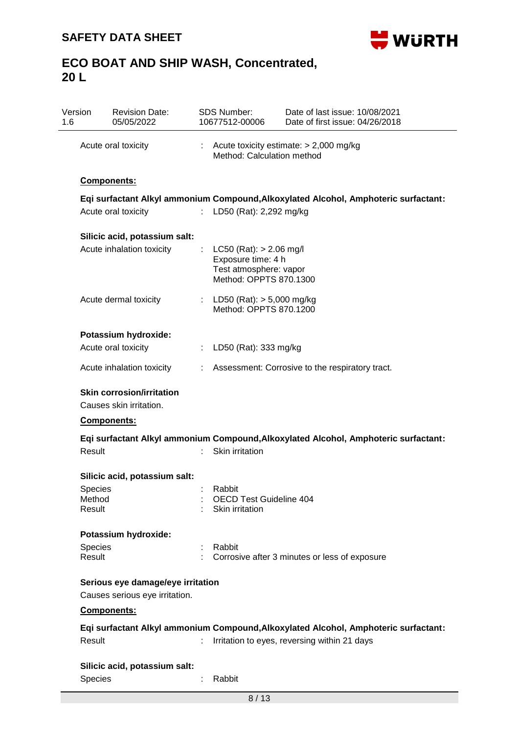| | | |
|---|---|---|
| Acute oral toxicity | : | Acute toxicity estimate: > 2,000 mg/kg<br>Method: Calculation method |

**Components:**

**Eqi surfactant Alkyl ammonium Compound,Alkoxylated Alcohol, Amphoteric surfactant:**

| | | |
|---|---|---|
| Acute oral toxicity | : | LD50 (Rat): 2,292 mg/kg |

**Silicic acid, potassium salt:**

| | | |
|---|---|---|
| Acute inhalation toxicity | : | LC50 (Rat): > 2.06 mg/l<br>Exposure time: 4 h<br>Test atmosphere: vapor<br>Method: OPPTS 870.1300 |
| Acute dermal toxicity | : | LD50 (Rat): > 5,000 mg/kg<br>Method: OPPTS 870.1200 |

**Potassium hydroxide:**

| | | |
|---|---|---|
| Acute oral toxicity | : | LD50 (Rat): 333 mg/kg |
| Acute inhalation toxicity | : | Assessment: Corrosive to the respiratory tract. |

**Skin corrosion/irritation**

Causes skin irritation.

**Components:**

**Eqi surfactant Alkyl ammonium Compound,Alkoxylated Alcohol, Amphoteric surfactant:**

| | | |
|---|---|---|
| Result | : | Skin irritation |

**Silicic acid, potassium salt:**

| | | |
|---|---|---|
| Species | : | Rabbit |
| Method | : | OECD Test Guideline 404 |
| Result | : | Skin irritation |

**Potassium hydroxide:**

| | | |
|---|---|---|
| Species | : | Rabbit |
| Result | : | Corrosive after 3 minutes or less of exposure |

**Serious eye damage/eye irritation**

Causes serious eye irritation.

**Components:**

**Eqi surfactant Alkyl ammonium Compound,Alkoxylated Alcohol, Amphoteric surfactant:**

| | | |
|---|---|---|
| Result | : | Irritation to eyes, reversing within 21 days |

**Silicic acid, potassium salt:**

| | | |
|---|---|---|
| Species | : | Rabbit |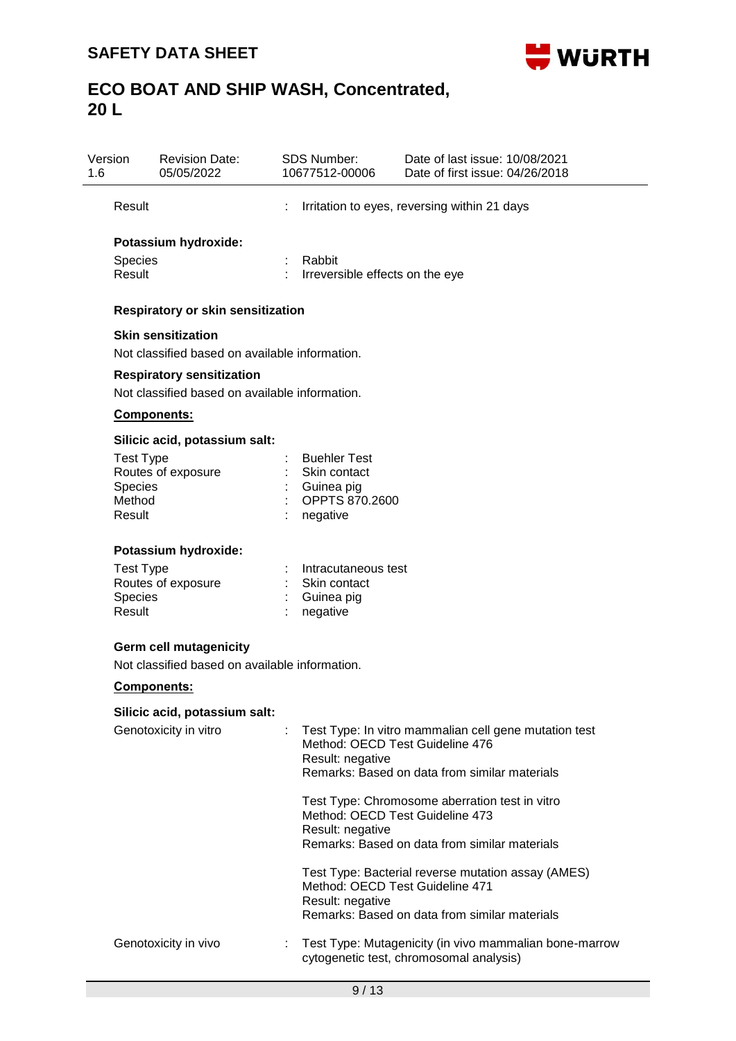| | | |
|---|---|---|
| Result | : | Irritation to eyes, reversing within 21 days |

**Potassium hydroxide:**

| | | |
|---|---|---|
| Species | : | Rabbit |
| Result | : | Irreversible effects on the eye |

**Respiratory or skin sensitization**

**Skin sensitization**

Not classified based on available information.

**Respiratory sensitization**

Not classified based on available information.

**Components:**

**Silicic acid, potassium salt:**

| | | |
|---|---|---|
| Test Type | : | Buehler Test |
| Routes of exposure | : | Skin contact |
| Species | : | Guinea pig |
| Method | : | OPPTS 870.2600 |
| Result | : | negative |

**Potassium hydroxide:**

| | | |
|---|---|---|
| Test Type | : | Intracutaneous test |
| Routes of exposure | : | Skin contact |
| Species | : | Guinea pig |
| Result | : | negative |

**Germ cell mutagenicity**

Not classified based on available information.

**Components:**

**Silicic acid, potassium salt:**

Genotoxicity in vitro :

Test Type: In vitro mammalian cell gene mutation test
Method: OECD Test Guideline 476
Result: negative
Remarks: Based on data from similar materials

Test Type: Chromosome aberration test in vitro
Method: OECD Test Guideline 473
Result: negative
Remarks: Based on data from similar materials

Test Type: Bacterial reverse mutation assay (AMES)
Method: OECD Test Guideline 471
Result: negative
Remarks: Based on data from similar materials

Genotoxicity in vivo :

Test Type: Mutagenicity (in vivo mammalian bone-marrow cytogenetic test, chromosomal analysis)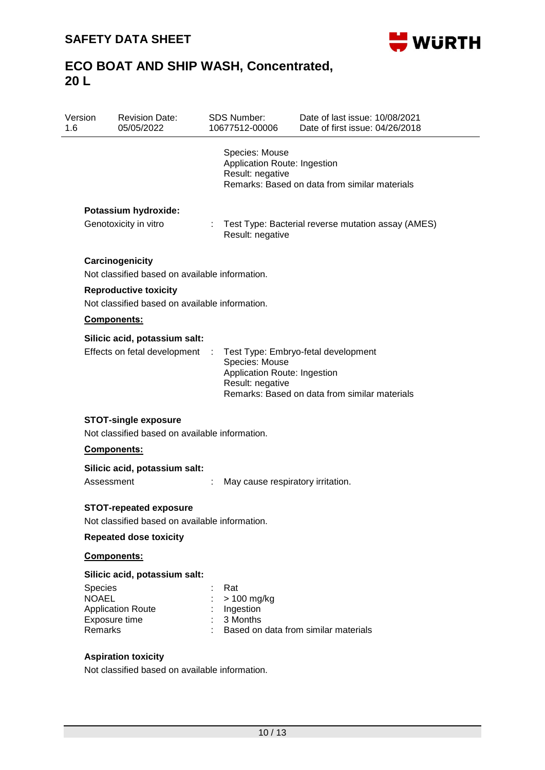Species: Mouse
Application Route: Ingestion
Result: negative
Remarks: Based on data from similar materials

**Potassium hydroxide:**

Genotoxicity in vitro : Test Type: Bacterial reverse mutation assay (AMES)
Result: negative

**Carcinogenicity**

Not classified based on available information.

**Reproductive toxicity**

Not classified based on available information.

**Components:**

**Silicic acid, potassium salt:**

Effects on fetal development : Test Type: Embryo-fetal development
Species: Mouse
Application Route: Ingestion
Result: negative
Remarks: Based on data from similar materials

**STOT-single exposure**

Not classified based on available information.

**Components:**

**Silicic acid, potassium salt:**

Assessment : May cause respiratory irritation.

**STOT-repeated exposure**

Not classified based on available information.

**Repeated dose toxicity**

**Components:**

**Silicic acid, potassium salt:**

| | | |
|---|---|---|
| Species | : | Rat |
| NOAEL | : | > 100 mg/kg |
| Application Route | : | Ingestion |
| Exposure time | : | 3 Months |
| Remarks | : | Based on data from similar materials |

**Aspiration toxicity**

Not classified based on available information.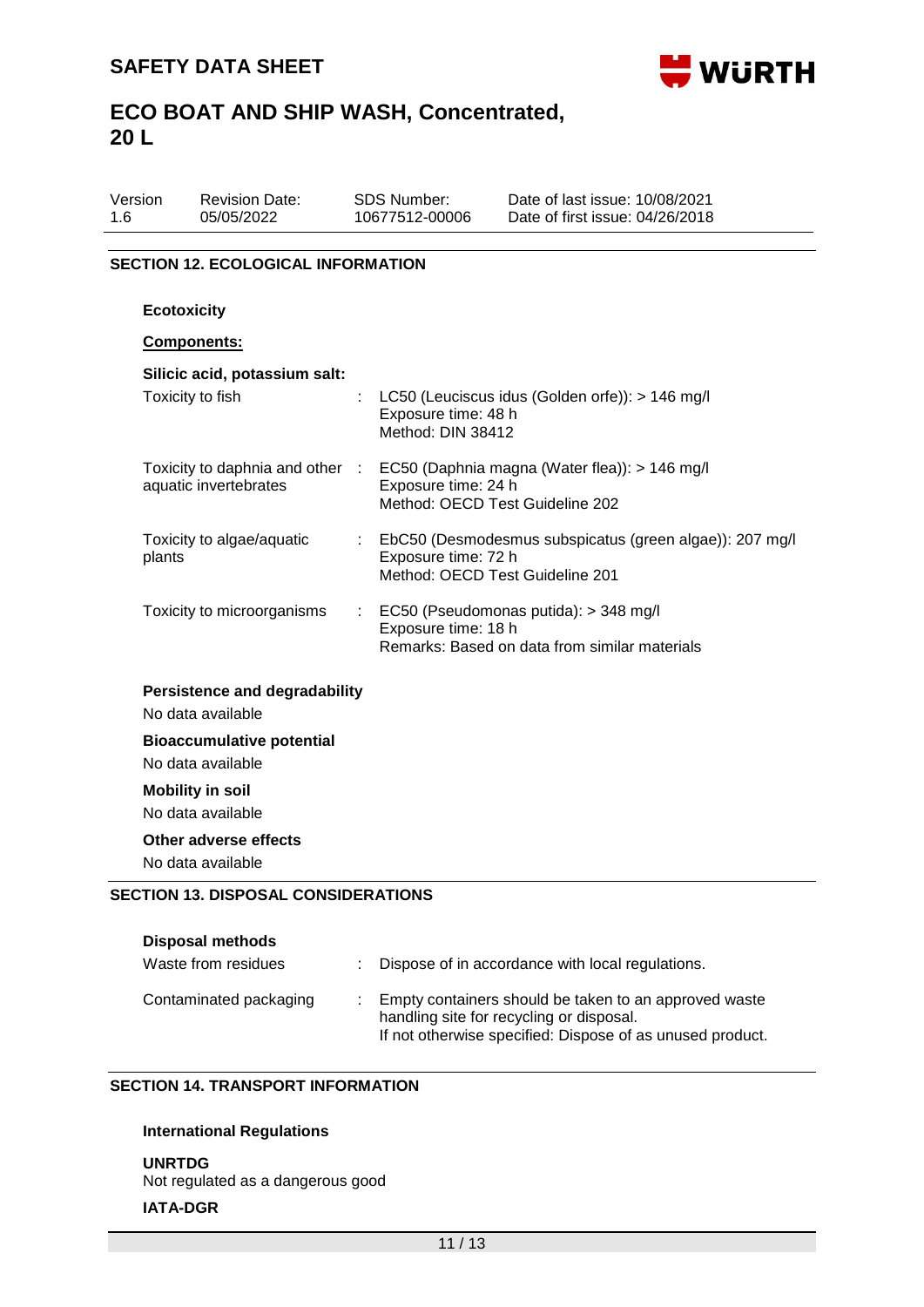## SECTION 12. ECOLOGICAL INFORMATION

### Ecotoxicity

**Components:**

**Silicic acid, potassium salt:**

| | | |
|---|---|---|
| Toxicity to fish | : | LC50 (Leuciscus idus (Golden orfe)): > 146 mg/l<br>Exposure time: 48 h<br>Method: DIN 38412 |
| Toxicity to daphnia and other aquatic invertebrates | : | EC50 (Daphnia magna (Water flea)): > 146 mg/l<br>Exposure time: 24 h<br>Method: OECD Test Guideline 202 |
| Toxicity to algae/aquatic plants | : | EbC50 (Desmodesmus subspicatus (green algae)): 207 mg/l<br>Exposure time: 72 h<br>Method: OECD Test Guideline 201 |
| Toxicity to microorganisms | : | EC50 (Pseudomonas putida): > 348 mg/l<br>Exposure time: 18 h<br>Remarks: Based on data from similar materials |

### Persistence and degradability

No data available

### Bioaccumulative potential

No data available

### Mobility in soil

No data available

### Other adverse effects

No data available

## SECTION 13. DISPOSAL CONSIDERATIONS

### Disposal methods

| | | |
|---|---|---|
| Waste from residues | : | Dispose of in accordance with local regulations. |
| Contaminated packaging | : | Empty containers should be taken to an approved waste handling site for recycling or disposal.<br>If not otherwise specified: Dispose of as unused product. |

## SECTION 14. TRANSPORT INFORMATION

### International Regulations

**UNRTDG**

Not regulated as a dangerous good

**IATA-DGR**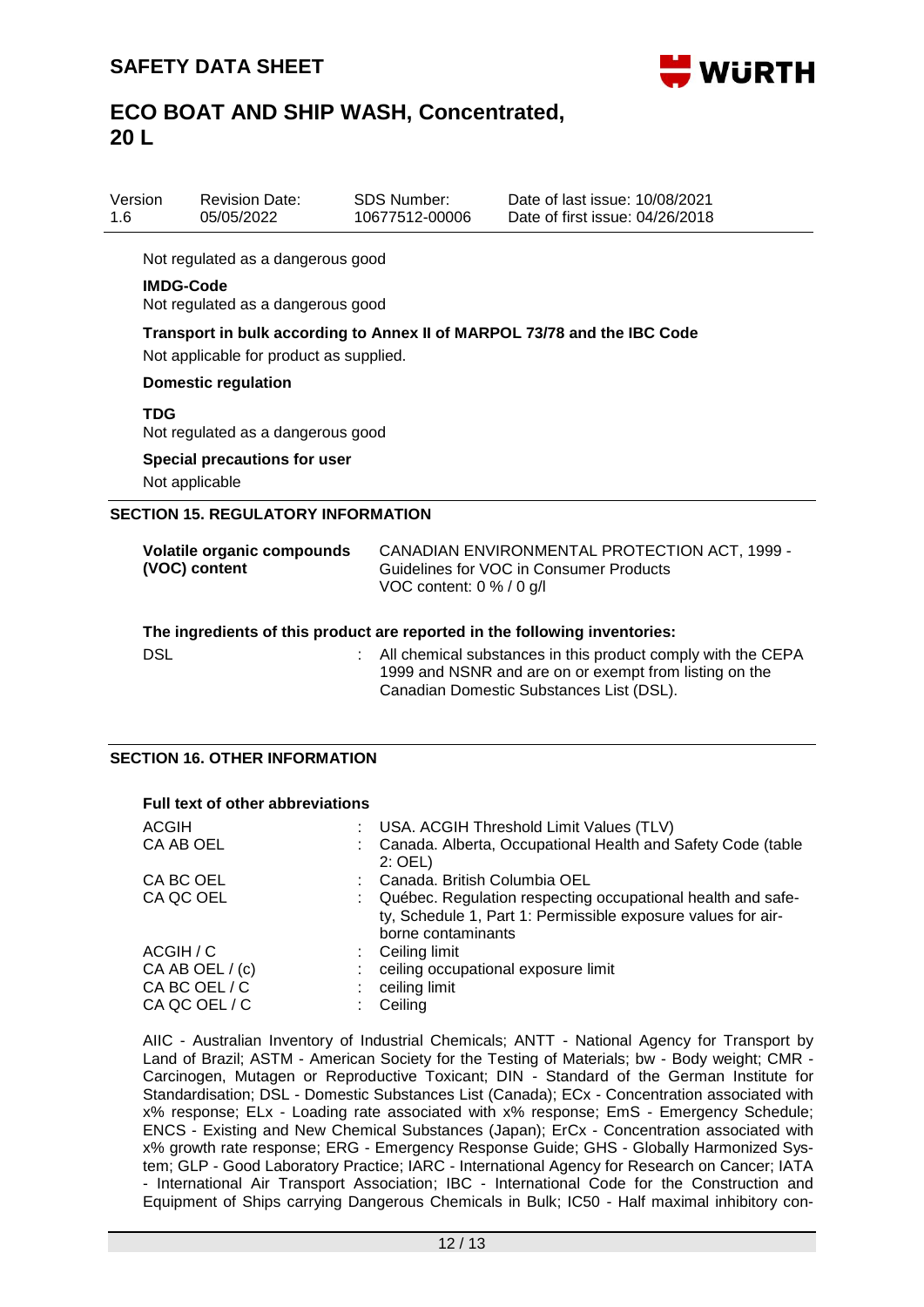Not regulated as a dangerous good

**IMDG-Code**

Not regulated as a dangerous good

**Transport in bulk according to Annex II of MARPOL 73/78 and the IBC Code**

Not applicable for product as supplied.

**Domestic regulation**

**TDG**

Not regulated as a dangerous good

**Special precautions for user**

Not applicable

## SECTION 15. REGULATORY INFORMATION

| | |
|---|---|
| **Volatile organic compounds (VOC) content** | CANADIAN ENVIRONMENTAL PROTECTION ACT, 1999 - Guidelines for VOC in Consumer Products<br>VOC content: 0 % / 0 g/l |

**The ingredients of this product are reported in the following inventories:**

DSL : All chemical substances in this product comply with the CEPA 1999 and NSNR and are on or exempt from listing on the Canadian Domestic Substances List (DSL).

## SECTION 16. OTHER INFORMATION

**Full text of other abbreviations**

| | | |
|---|---|---|
| ACGIH | : | USA. ACGIH Threshold Limit Values (TLV) |
| CA AB OEL | : | Canada. Alberta, Occupational Health and Safety Code (table 2: OEL) |
| CA BC OEL | : | Canada. British Columbia OEL |
| CA QC OEL | : | Québec. Regulation respecting occupational health and safety, Schedule 1, Part 1: Permissible exposure values for airborne contaminants |
| ACGIH / C | : | Ceiling limit |
| CA AB OEL / (c) | : | ceiling occupational exposure limit |
| CA BC OEL / C | : | ceiling limit |
| CA QC OEL / C | : | Ceiling |

AIIC - Australian Inventory of Industrial Chemicals; ANTT - National Agency for Transport by Land of Brazil; ASTM - American Society for the Testing of Materials; bw - Body weight; CMR - Carcinogen, Mutagen or Reproductive Toxicant; DIN - Standard of the German Institute for Standardisation; DSL - Domestic Substances List (Canada); ECx - Concentration associated with x% response; ELx - Loading rate associated with x% response; EmS - Emergency Schedule; ENCS - Existing and New Chemical Substances (Japan); ErCx - Concentration associated with x% growth rate response; ERG - Emergency Response Guide; GHS - Globally Harmonized System; GLP - Good Laboratory Practice; IARC - International Agency for Research on Cancer; IATA - International Air Transport Association; IBC - International Code for the Construction and Equipment of Ships carrying Dangerous Chemicals in Bulk; IC50 - Half maximal inhibitory con-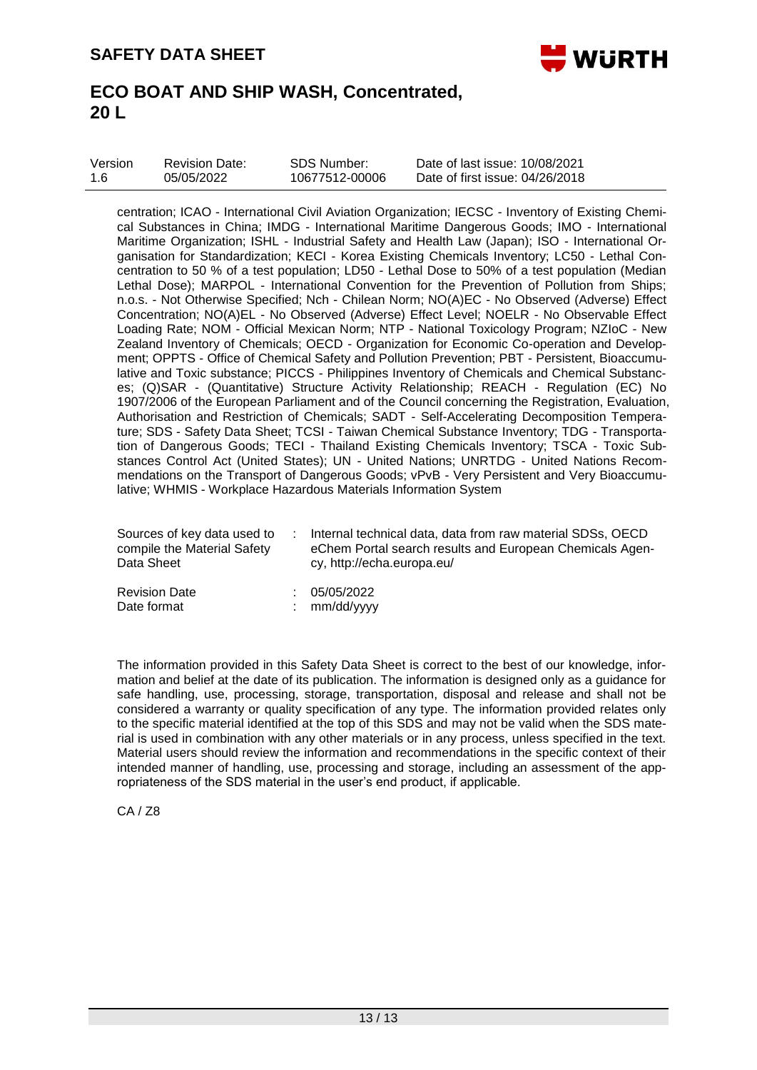centration; ICAO - International Civil Aviation Organization; IECSC - Inventory of Existing Chemical Substances in China; IMDG - International Maritime Dangerous Goods; IMO - International Maritime Organization; ISHL - Industrial Safety and Health Law (Japan); ISO - International Organisation for Standardization; KECI - Korea Existing Chemicals Inventory; LC50 - Lethal Concentration to 50 % of a test population; LD50 - Lethal Dose to 50% of a test population (Median Lethal Dose); MARPOL - International Convention for the Prevention of Pollution from Ships; n.o.s. - Not Otherwise Specified; Nch - Chilean Norm; NO(A)EC - No Observed (Adverse) Effect Concentration; NO(A)EL - No Observed (Adverse) Effect Level; NOELR - No Observable Effect Loading Rate; NOM - Official Mexican Norm; NTP - National Toxicology Program; NZIoC - New Zealand Inventory of Chemicals; OECD - Organization for Economic Co-operation and Development; OPPTS - Office of Chemical Safety and Pollution Prevention; PBT - Persistent, Bioaccumulative and Toxic substance; PICCS - Philippines Inventory of Chemicals and Chemical Substances; (Q)SAR - (Quantitative) Structure Activity Relationship; REACH - Regulation (EC) No 1907/2006 of the European Parliament and of the Council concerning the Registration, Evaluation, Authorisation and Restriction of Chemicals; SADT - Self-Accelerating Decomposition Temperature; SDS - Safety Data Sheet; TCSI - Taiwan Chemical Substance Inventory; TDG - Transportation of Dangerous Goods; TECI - Thailand Existing Chemicals Inventory; TSCA - Toxic Substances Control Act (United States); UN - United Nations; UNRTDG - United Nations Recommendations on the Transport of Dangerous Goods; vPvB - Very Persistent and Very Bioaccumulative; WHMIS - Workplace Hazardous Materials Information System

| | | |
|---|---|---|
| Sources of key data used to compile the Material Safety Data Sheet | : | Internal technical data, data from raw material SDSs, OECD eChem Portal search results and European Chemicals Agency, http://echa.europa.eu/ |
| Revision Date | : | 05/05/2022 |
| Date format | : | mm/dd/yyyy |

The information provided in this Safety Data Sheet is correct to the best of our knowledge, information and belief at the date of its publication. The information is designed only as a guidance for safe handling, use, processing, storage, transportation, disposal and release and shall not be considered a warranty or quality specification of any type. The information provided relates only to the specific material identified at the top of this SDS and may not be valid when the SDS material is used in combination with any other materials or in any process, unless specified in the text. Material users should review the information and recommendations in the specific context of their intended manner of handling, use, processing and storage, including an assessment of the appropriateness of the SDS material in the user's end product, if applicable.

CA / Z8